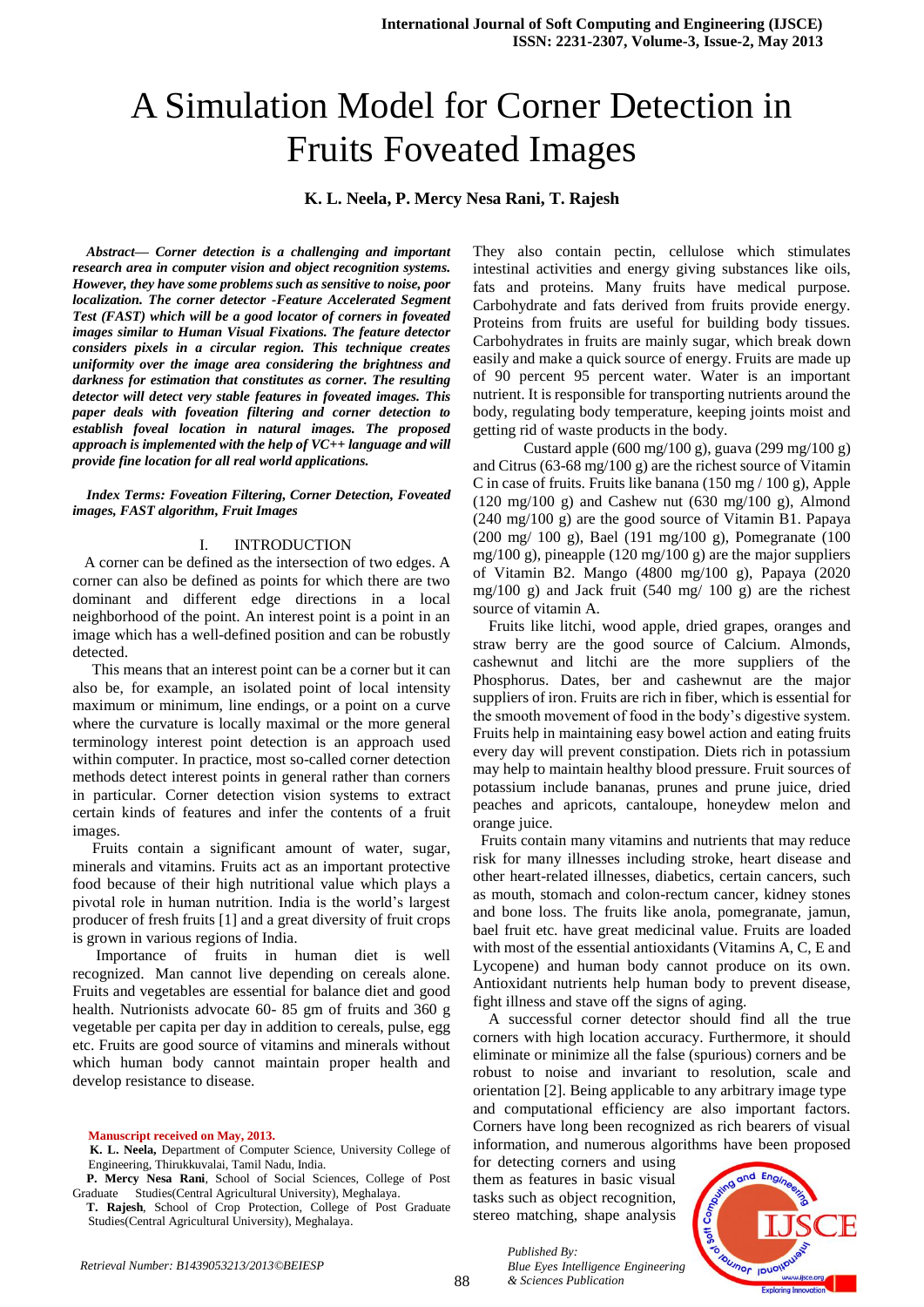# A Simulation Model for Corner Detection in Fruits Foveated Images

**K. L. Neela, P. Mercy Nesa Rani, T. Rajesh**

***Abstract— Corner detection is a challenging and important research area in computer vision and object recognition systems. However, they have some problems such as sensitive to noise, poor localization. The corner detector -Feature Accelerated Segment Test (FAST) which will be a good locator of corners in foveated images similar to Human Visual Fixations. The feature detector considers pixels in a circular region. This technique creates uniformity over the image area considering the brightness and darkness for estimation that constitutes as corner. The resulting detector will detect very stable features in foveated images. This paper deals with foveation filtering and corner detection to establish foveal location in natural images. The proposed approach is implemented with the help of VC++ language and will provide fine location for all real world applications.***

***Index Terms: Foveation Filtering, Corner Detection, Foveated images, FAST algorithm, Fruit Images***

## I. INTRODUCTION

A corner can be defined as the intersection of two edges. A corner can also be defined as points for which there are two dominant and different edge directions in a local neighborhood of the point. An interest point is a point in an image which has a well-defined position and can be robustly detected.

This means that an interest point can be a corner but it can also be, for example, an isolated point of local intensity maximum or minimum, line endings, or a point on a curve where the curvature is locally maximal or the more general terminology interest point detection is an approach used within computer. In practice, most so-called corner detection methods detect interest points in general rather than corners in particular. Corner detection vision systems to extract certain kinds of features and infer the contents of a fruit images.

Fruits contain a significant amount of water, sugar, minerals and vitamins. Fruits act as an important protective food because of their high nutritional value which plays a pivotal role in human nutrition. India is the world's largest producer of fresh fruits [1] and a great diversity of fruit crops is grown in various regions of India.

Importance of fruits in human diet is well recognized. Man cannot live depending on cereals alone. Fruits and vegetables are essential for balance diet and good health. Nutritionists advocate 60- 85 gm of fruits and 360 g vegetable per capita per day in addition to cereals, pulse, egg etc. Fruits are good source of vitamins and minerals without which human body cannot maintain proper health and develop resistance to disease.

They also contain pectin, cellulose which stimulates intestinal activities and energy giving substances like oils, fats and proteins. Many fruits have medical purpose. Carbohydrate and fats derived from fruits provide energy. Proteins from fruits are useful for building body tissues. Carbohydrates in fruits are mainly sugar, which break down easily and make a quick source of energy. Fruits are made up of 90 percent 95 percent water. Water is an important nutrient. It is responsible for transporting nutrients around the body, regulating body temperature, keeping joints moist and getting rid of waste products in the body.

Custard apple (600 mg/100 g), guava (299 mg/100 g) and Citrus (63-68 mg/100 g) are the richest source of Vitamin C in case of fruits. Fruits like banana (150 mg / 100 g), Apple (120 mg/100 g) and Cashew nut (630 mg/100 g), Almond (240 mg/100 g) are the good source of Vitamin B1. Papaya (200 mg/ 100 g), Bael (191 mg/100 g), Pomegranate (100 mg/100 g), pineapple (120 mg/100 g) are the major suppliers of Vitamin B2. Mango (4800 mg/100 g), Papaya (2020 mg/100 g) and Jack fruit (540 mg/ 100 g) are the richest source of vitamin A.

Fruits like litchi, wood apple, dried grapes, oranges and straw berry are the good source of Calcium. Almonds, cashewnut and litchi are the more suppliers of the Phosphorus. Dates, ber and cashewnut are the major suppliers of iron. Fruits are rich in fiber, which is essential for the smooth movement of food in the body's digestive system. Fruits help in maintaining easy bowel action and eating fruits every day will prevent constipation. Diets rich in potassium may help to maintain healthy blood pressure. Fruit sources of potassium include bananas, prunes and prune juice, dried peaches and apricots, cantaloupe, honeydew melon and orange juice.

Fruits contain many vitamins and nutrients that may reduce risk for many illnesses including stroke, heart disease and other heart-related illnesses, diabetics, certain cancers, such as mouth, stomach and colon-rectum cancer, kidney stones and bone loss. The fruits like anola, pomegranate, jamun, bael fruit etc. have great medicinal value. Fruits are loaded with most of the essential antioxidants (Vitamins A, C, E and Lycopene) and human body cannot produce on its own. Antioxidant nutrients help human body to prevent disease, fight illness and stave off the signs of aging.

A successful corner detector should find all the true corners with high location accuracy. Furthermore, it should eliminate or minimize all the false (spurious) corners and be robust to noise and invariant to resolution, scale and orientation [2]. Being applicable to any arbitrary image type and computational efficiency are also important factors. Corners have long been recognized as rich bearers of visual information, and numerous algorithms have been proposed for detecting corners and using them as features in basic visual tasks such as object recognition, stereo matching, shape analysis

**Manuscript received on May, 2013.**

**K. L. Neela,** Department of Computer Science, University College of Engineering, Thirukkuvalai, Tamil Nadu, India.

**P. Mercy Nesa Rani**, School of Social Sciences, College of Post Graduate Studies(Central Agricultural University), Meghalaya.

**T. Rajesh**, School of Crop Protection, College of Post Graduate Studies(Central Agricultural University), Meghalaya.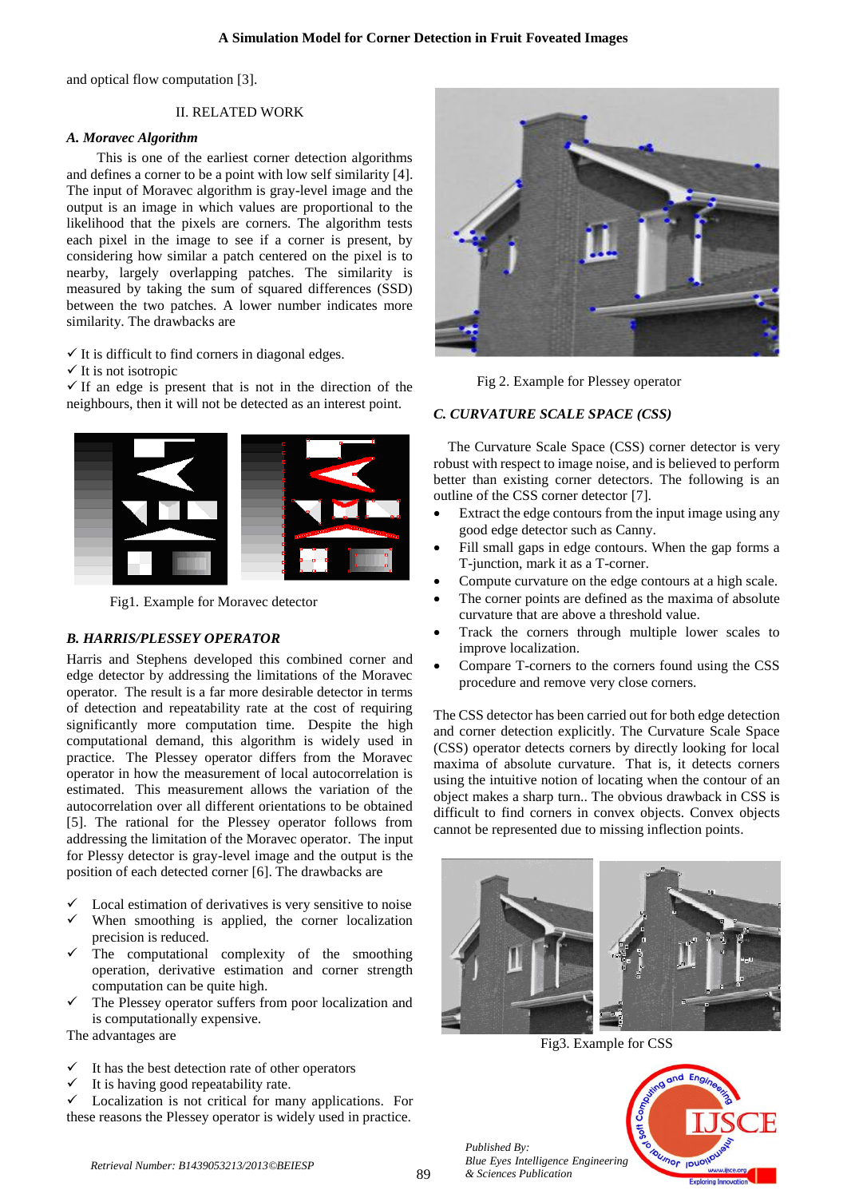and optical flow computation [3].

## II. RELATED WORK

### *A. Moravec Algorithm*

This is one of the earliest corner detection algorithms and defines a corner to be a point with low self similarity [4]. The input of Moravec algorithm is gray-level image and the output is an image in which values are proportional to the likelihood that the pixels are corners. The algorithm tests each pixel in the image to see if a corner is present, by considering how similar a patch centered on the pixel is to nearby, largely overlapping patches. The similarity is measured by taking the sum of squared differences (SSD) between the two patches. A lower number indicates more similarity. The drawbacks are

✓ It is difficult to find corners in diagonal edges.
✓ It is not isotropic
✓ If an edge is present that is not in the direction of the neighbours, then it will not be detected as an interest point.

Fig1. Example for Moravec detector

### *B. HARRIS/PLESSEY OPERATOR*

Harris and Stephens developed this combined corner and edge detector by addressing the limitations of the Moravec operator. The result is a far more desirable detector in terms of detection and repeatability rate at the cost of requiring significantly more computation time. Despite the high computational demand, this algorithm is widely used in practice. The Plessey operator differs from the Moravec operator in how the measurement of local autocorrelation is estimated. This measurement allows the variation of the autocorrelation over all different orientations to be obtained [5]. The rational for the Plessey operator follows from addressing the limitation of the Moravec operator. The input for Plessy detector is gray-level image and the output is the position of each detected corner [6]. The drawbacks are

- ✓ Local estimation of derivatives is very sensitive to noise
- ✓ When smoothing is applied, the corner localization precision is reduced.
- ✓ The computational complexity of the smoothing operation, derivative estimation and corner strength computation can be quite high.
- ✓ The Plessey operator suffers from poor localization and is computationally expensive.

The advantages are

- ✓ It has the best detection rate of other operators
- ✓ It is having good repeatability rate.
- ✓ Localization is not critical for many applications. For these reasons the Plessey operator is widely used in practice.

Fig 2. Example for Plessey operator

### *C. CURVATURE SCALE SPACE (CSS)*

The Curvature Scale Space (CSS) corner detector is very robust with respect to image noise, and is believed to perform better than existing corner detectors. The following is an outline of the CSS corner detector [7].

- Extract the edge contours from the input image using any good edge detector such as Canny.
- Fill small gaps in edge contours. When the gap forms a T-junction, mark it as a T-corner.
- Compute curvature on the edge contours at a high scale.
- The corner points are defined as the maxima of absolute curvature that are above a threshold value.
- Track the corners through multiple lower scales to improve localization.
- Compare T-corners to the corners found using the CSS procedure and remove very close corners.

The CSS detector has been carried out for both edge detection and corner detection explicitly. The Curvature Scale Space (CSS) operator detects corners by directly looking for local maxima of absolute curvature. That is, it detects corners using the intuitive notion of locating when the contour of an object makes a sharp turn.. The obvious drawback in CSS is difficult to find corners in convex objects. Convex objects cannot be represented due to missing inflection points.

Fig3. Example for CSS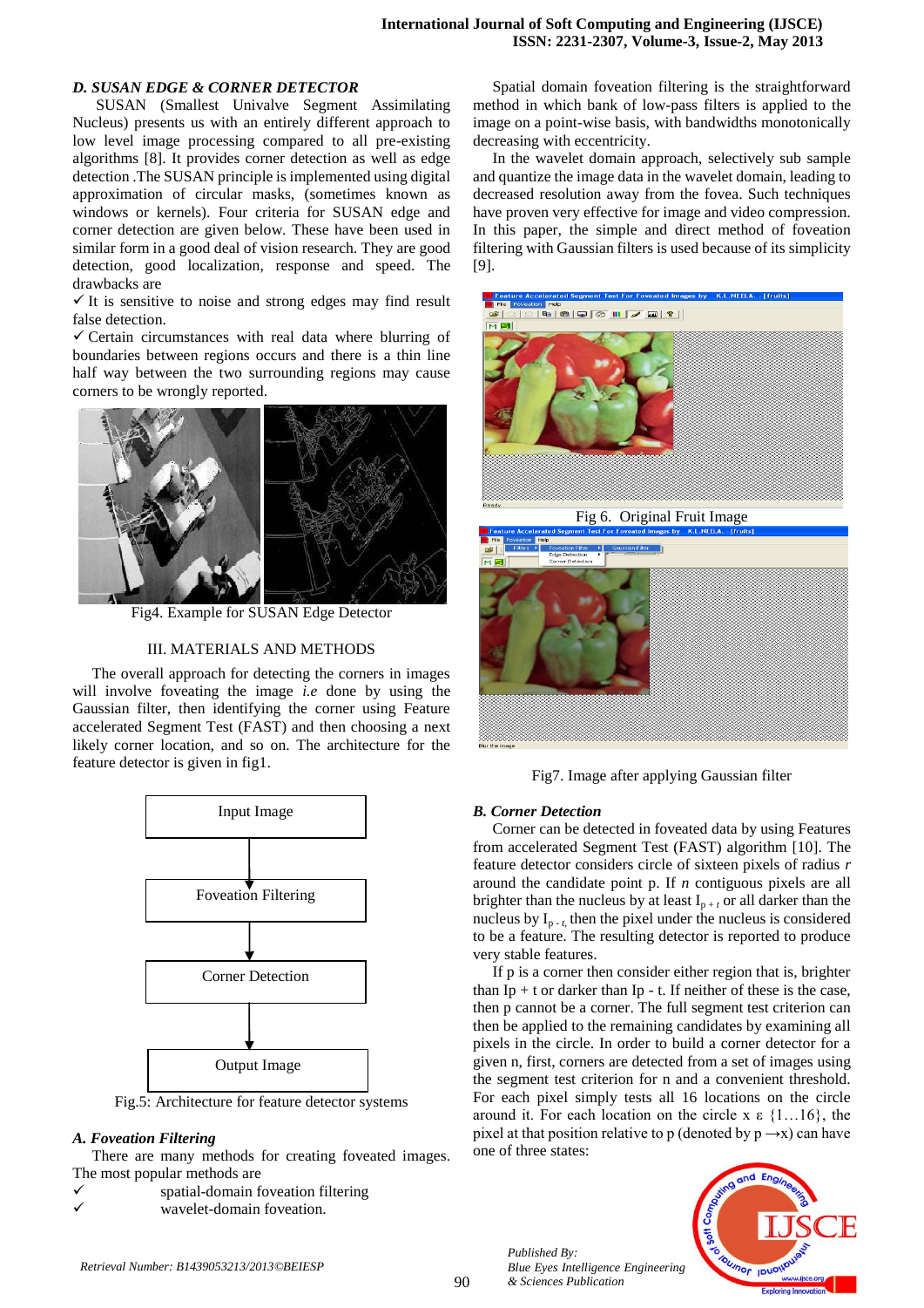### D. SUSAN EDGE & CORNER DETECTOR

SUSAN (Smallest Univalve Segment Assimilating Nucleus) presents us with an entirely different approach to low level image processing compared to all pre-existing algorithms [8]. It provides corner detection as well as edge detection .The SUSAN principle is implemented using digital approximation of circular masks, (sometimes known as windows or kernels). Four criteria for SUSAN edge and corner detection are given below. These have been used in similar form in a good deal of vision research. They are good detection, good localization, response and speed. The drawbacks are

- ✓ It is sensitive to noise and strong edges may find result false detection.
- ✓ Certain circumstances with real data where blurring of boundaries between regions occurs and there is a thin line half way between the two surrounding regions may cause corners to be wrongly reported.

Fig4. Example for SUSAN Edge Detector

## III. MATERIALS AND METHODS

The overall approach for detecting the corners in images will involve foveating the image *i.e* done by using the Gaussian filter, then identifying the corner using Feature accelerated Segment Test (FAST) and then choosing a next likely corner location, and so on. The architecture for the feature detector is given in fig1.

Input Image → Foveation Filtering → Corner Detection → Output Image

Fig.5: Architecture for feature detector systems

### A. Foveation Filtering

There are many methods for creating foveated images. The most popular methods are

- ✓ spatial-domain foveation filtering
- ✓ wavelet-domain foveation.

Spatial domain foveation filtering is the straightforward method in which bank of low-pass filters is applied to the image on a point-wise basis, with bandwidths monotonically decreasing with eccentricity.

In the wavelet domain approach, selectively sub sample and quantize the image data in the wavelet domain, leading to decreased resolution away from the fovea. Such techniques have proven very effective for image and video compression. In this paper, the simple and direct method of foveation filtering with Gaussian filters is used because of its simplicity [9].

Fig 6. Original Fruit Image

Fig7. Image after applying Gaussian filter

### B. Corner Detection

Corner can be detected in foveated data by using Features from accelerated Segment Test (FAST) algorithm [10]. The feature detector considers circle of sixteen pixels of radius *r* around the candidate point p. If *n* contiguous pixels are all brighter than the nucleus by at least $I_{p+t}$ or all darker than the nucleus by $I_{p-t}$, then the pixel under the nucleus is considered to be a feature. The resulting detector is reported to produce very stable features.

If p is a corner then consider either region that is, brighter than Ip + t or darker than Ip - t. If neither of these is the case, then p cannot be a corner. The full segment test criterion can then be applied to the remaining candidates by examining all pixels in the circle. In order to build a corner detector for a given n, first, corners are detected from a set of images using the segment test criterion for n and a convenient threshold. For each pixel simply tests all 16 locations on the circle around it. For each location on the circle x ε {1…16}, the pixel at that position relative to p (denoted by p →x) can have one of three states: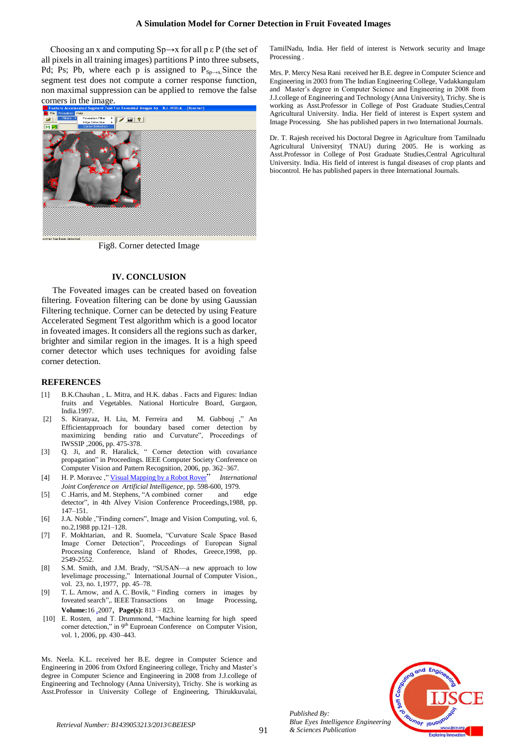Choosing an x and computing $S_{p\to x}$ for all p ε P (the set of all pixels in all training images) partitions P into three subsets, Pd; Ps; Pb, where each p is assigned to $P_{S_{p\to x}}$. Since the segment test does not compute a corner response function, non maximal suppression can be applied to remove the false corners in the image.

Fig8. Corner detected Image

## IV. CONCLUSION

The Foveated images can be created based on foveation filtering. Foveation filtering can be done by using Gaussian Filtering technique. Corner can be detected by using Feature Accelerated Segment Test algorithm which is a good locator in foveated images. It considers all the regions such as darker, brighter and similar region in the images. It is a high speed corner detector which uses techniques for avoiding false corner detection.

## REFERENCES

[1] B.K.Chauhan , L. Mitra, and H.K. dabas . Facts and Figures: Indian fruits and Vegetables. National Horticulre Board, Gurgaon, India.1997.

[2] S. Kiranyaz, H. Liu, M. Ferreira and M. Gabbouj ," An Efficientapproach for boundary based corner detection by maximizing bending ratio and Curvature", Proceedings of IWSSIP ,2006, pp. 475-378.

[3] Q. Ji, and R. Haralick, " Corner detection with covariance propagation" in Proceedings. IEEE Computer Society Conference on Computer Vision and Pattern Recognition, 2006, pp. 362–367.

[4] H. P. Moravec ," Visual Mapping by a Robot Rover" *International Joint Conference on Artificial Intelligence*, pp. 598-600, 1979.

[5] C .Harris, and M. Stephens, "A combined corner and edge detector", in 4th Alvey Vision Conference Proceedings,1988, pp. 147–151.

[6] J.A. Noble ,"Finding corners", Image and Vision Computing, vol. 6, no.2,1988 pp.121–128.

[7] F. Mokhtarian, and R. Suomela, "Curvature Scale Space Based Image Corner Detection", Proceedings of European Signal Processing Conference, Island of Rhodes, Greece,1998, pp. 2549-2552.

[8] S.M. Smith, and J.M. Brady, "SUSAN—a new approach to low levelimage processing," International Journal of Computer Vision., vol. 23, no. 1,1977, pp. 45–78.

[9] T. L. Arnow, and A. C. Bovik, " Finding corners in images by foveated search",. IEEE Transactions on Image Processing, **Volume:**16 ,2007, **Page(s):** 813 – 823.

[10] E. Rosten, and T. Drummond, "Machine learning for high speed corner detection," in 9th Euproean Conference on Computer Vision, vol. 1, 2006, pp. 430–443.

Ms. Neela. K.L. received her B.E. degree in Computer Science and Engineering in 2006 from Oxford Engineering college, Trichy and Master's degree in Computer Science and Engineering in 2008 from J.J.college of Engineering and Technology (Anna University), Trichy. She is working as Asst.Professor in University College of Engineering, Thirukkuvalai, TamilNadu, India. Her field of interest is Network security and Image Processing .

Mrs. P. Mercy Nesa Rani received her B.E. degree in Computer Science and Engineering in 2003 from The Indian Engineering College, Vadakkangulam and Master's degree in Computer Science and Engineering in 2008 from J.J.college of Engineering and Technology (Anna University), Trichy. She is working as Asst.Professor in College of Post Graduate Studies,Central Agricultural University. Her field of interest is Expert system and Image Processing. She has published papers in two International Journals.

Dr. T. Rajesh received his Doctoral Degree in Agriculture from Tamilnadu Agricultural University( TNAU) during 2005. He is working as Asst.Professor in College of Post Graduate Studies,Central Agricultural University. India. His field of interest is fungal diseases of crop plants and biocontrol. He has published papers in three International Journals.